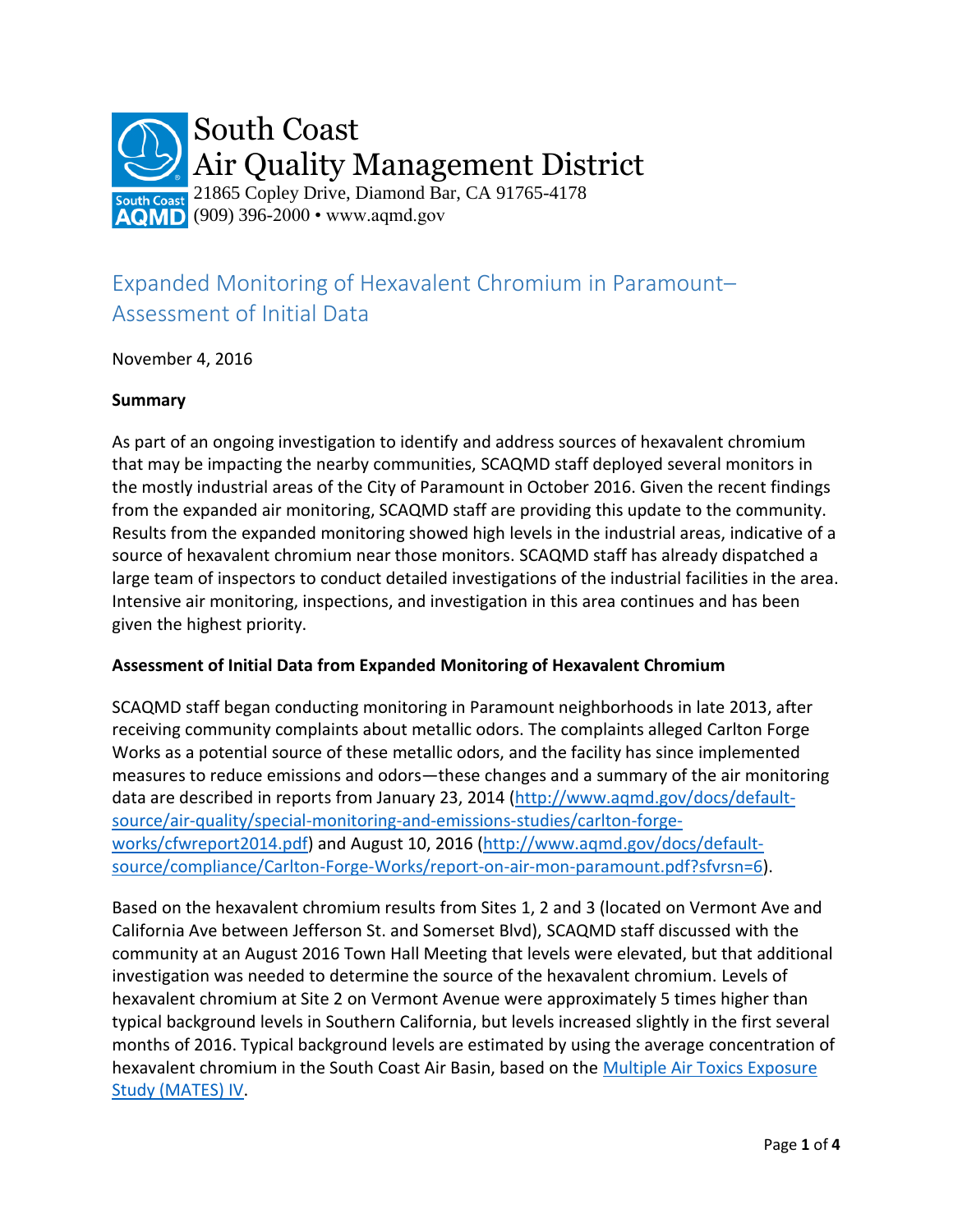South Coast
Air Quality Management District
21865 Copley Drive, Diamond Bar, CA 91765-4178
(909) 396-2000 • www.aqmd.gov

# Expanded Monitoring of Hexavalent Chromium in Paramount– Assessment of Initial Data

November 4, 2016

**Summary**

As part of an ongoing investigation to identify and address sources of hexavalent chromium that may be impacting the nearby communities, SCAQMD staff deployed several monitors in the mostly industrial areas of the City of Paramount in October 2016. Given the recent findings from the expanded air monitoring, SCAQMD staff are providing this update to the community. Results from the expanded monitoring showed high levels in the industrial areas, indicative of a source of hexavalent chromium near those monitors. SCAQMD staff has already dispatched a large team of inspectors to conduct detailed investigations of the industrial facilities in the area. Intensive air monitoring, inspections, and investigation in this area continues and has been given the highest priority.

**Assessment of Initial Data from Expanded Monitoring of Hexavalent Chromium**

SCAQMD staff began conducting monitoring in Paramount neighborhoods in late 2013, after receiving community complaints about metallic odors. The complaints alleged Carlton Forge Works as a potential source of these metallic odors, and the facility has since implemented measures to reduce emissions and odors—these changes and a summary of the air monitoring data are described in reports from January 23, 2014 (http://www.aqmd.gov/docs/default-source/air-quality/special-monitoring-and-emissions-studies/carlton-forge-works/cfwreport2014.pdf) and August 10, 2016 (http://www.aqmd.gov/docs/default-source/compliance/Carlton-Forge-Works/report-on-air-mon-paramount.pdf?sfvrsn=6).

Based on the hexavalent chromium results from Sites 1, 2 and 3 (located on Vermont Ave and California Ave between Jefferson St. and Somerset Blvd), SCAQMD staff discussed with the community at an August 2016 Town Hall Meeting that levels were elevated, but that additional investigation was needed to determine the source of the hexavalent chromium. Levels of hexavalent chromium at Site 2 on Vermont Avenue were approximately 5 times higher than typical background levels in Southern California, but levels increased slightly in the first several months of 2016. Typical background levels are estimated by using the average concentration of hexavalent chromium in the South Coast Air Basin, based on the Multiple Air Toxics Exposure Study (MATES) IV.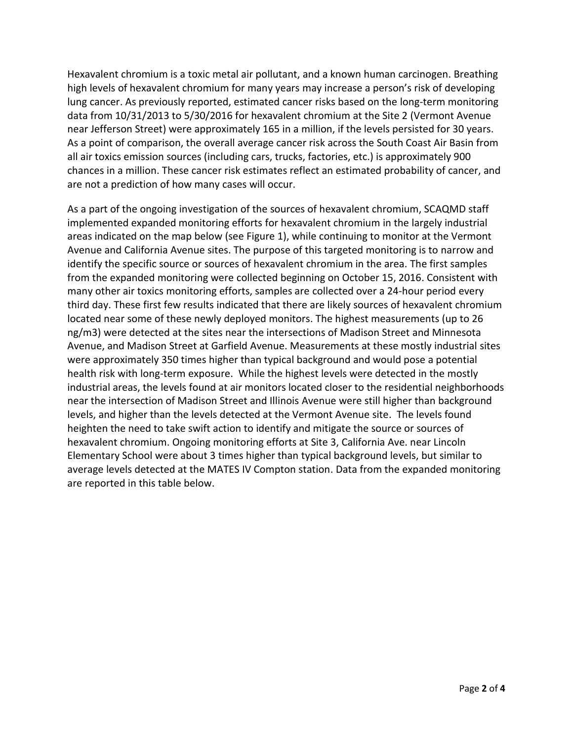Hexavalent chromium is a toxic metal air pollutant, and a known human carcinogen. Breathing high levels of hexavalent chromium for many years may increase a person's risk of developing lung cancer. As previously reported, estimated cancer risks based on the long-term monitoring data from 10/31/2013 to 5/30/2016 for hexavalent chromium at the Site 2 (Vermont Avenue near Jefferson Street) were approximately 165 in a million, if the levels persisted for 30 years. As a point of comparison, the overall average cancer risk across the South Coast Air Basin from all air toxics emission sources (including cars, trucks, factories, etc.) is approximately 900 chances in a million. These cancer risk estimates reflect an estimated probability of cancer, and are not a prediction of how many cases will occur.

As a part of the ongoing investigation of the sources of hexavalent chromium, SCAQMD staff implemented expanded monitoring efforts for hexavalent chromium in the largely industrial areas indicated on the map below (see Figure 1), while continuing to monitor at the Vermont Avenue and California Avenue sites. The purpose of this targeted monitoring is to narrow and identify the specific source or sources of hexavalent chromium in the area. The first samples from the expanded monitoring were collected beginning on October 15, 2016. Consistent with many other air toxics monitoring efforts, samples are collected over a 24-hour period every third day. These first few results indicated that there are likely sources of hexavalent chromium located near some of these newly deployed monitors. The highest measurements (up to 26 ng/m3) were detected at the sites near the intersections of Madison Street and Minnesota Avenue, and Madison Street at Garfield Avenue. Measurements at these mostly industrial sites were approximately 350 times higher than typical background and would pose a potential health risk with long-term exposure. While the highest levels were detected in the mostly industrial areas, the levels found at air monitors located closer to the residential neighborhoods near the intersection of Madison Street and Illinois Avenue were still higher than background levels, and higher than the levels detected at the Vermont Avenue site. The levels found heighten the need to take swift action to identify and mitigate the source or sources of hexavalent chromium. Ongoing monitoring efforts at Site 3, California Ave. near Lincoln Elementary School were about 3 times higher than typical background levels, but similar to average levels detected at the MATES IV Compton station. Data from the expanded monitoring are reported in this table below.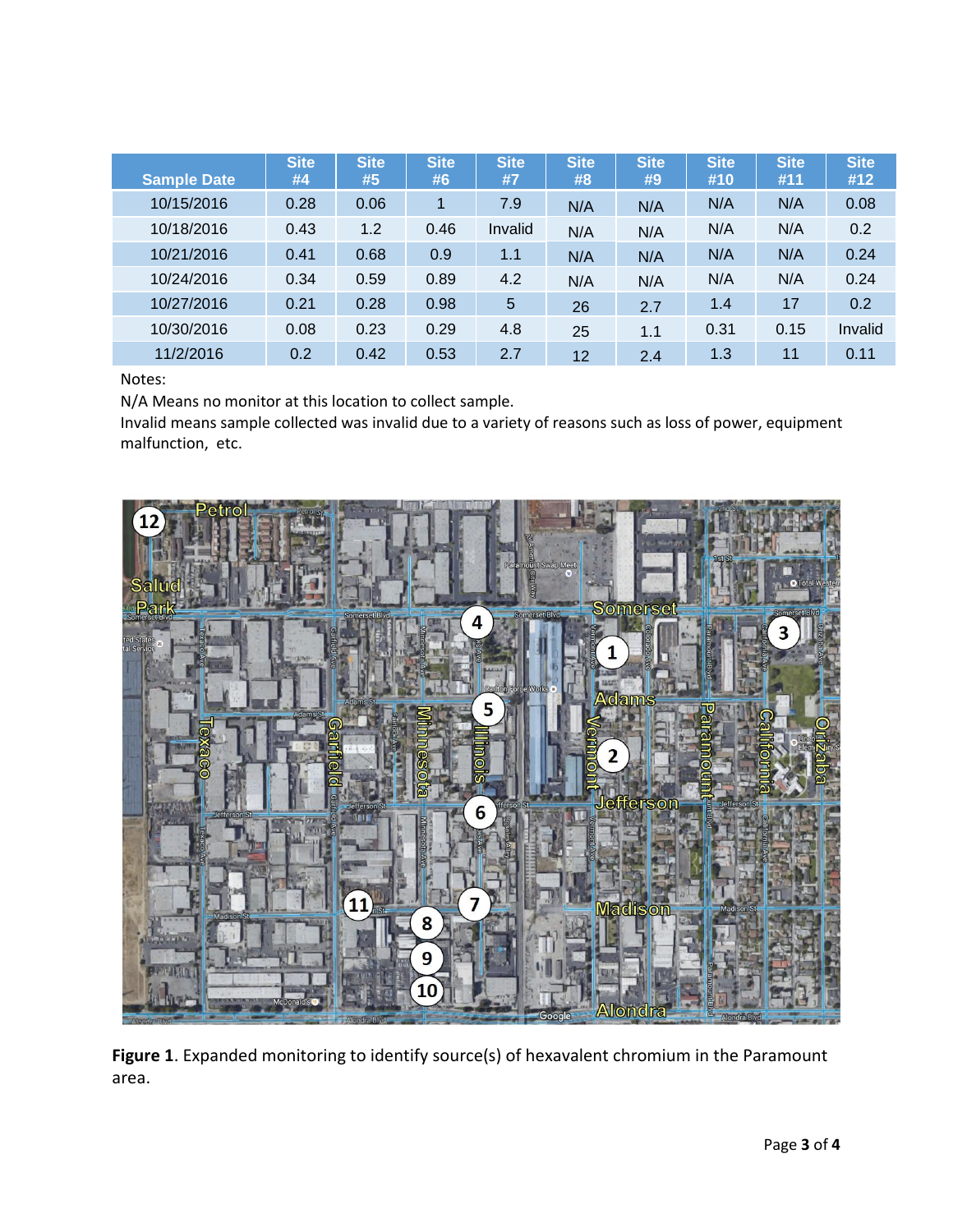| Sample Date | Site #4 | Site #5 | Site #6 | Site #7 | Site #8 | Site #9 | Site #10 | Site #11 | Site #12 |
|---|---|---|---|---|---|---|---|---|---|
| 10/15/2016 | 0.28 | 0.06 | 1 | 7.9 | N/A | N/A | N/A | N/A | 0.08 |
| 10/18/2016 | 0.43 | 1.2 | 0.46 | Invalid | N/A | N/A | N/A | N/A | 0.2 |
| 10/21/2016 | 0.41 | 0.68 | 0.9 | 1.1 | N/A | N/A | N/A | N/A | 0.24 |
| 10/24/2016 | 0.34 | 0.59 | 0.89 | 4.2 | N/A | N/A | N/A | N/A | 0.24 |
| 10/27/2016 | 0.21 | 0.28 | 0.98 | 5 | 26 | 2.7 | 1.4 | 17 | 0.2 |
| 10/30/2016 | 0.08 | 0.23 | 0.29 | 4.8 | 25 | 1.1 | 0.31 | 0.15 | Invalid |
| 11/2/2016 | 0.2 | 0.42 | 0.53 | 2.7 | 12 | 2.4 | 1.3 | 11 | 0.11 |

Notes:

N/A Means no monitor at this location to collect sample.

Invalid means sample collected was invalid due to a variety of reasons such as loss of power, equipment malfunction, etc.

**Figure 1**. Expanded monitoring to identify source(s) of hexavalent chromium in the Paramount area.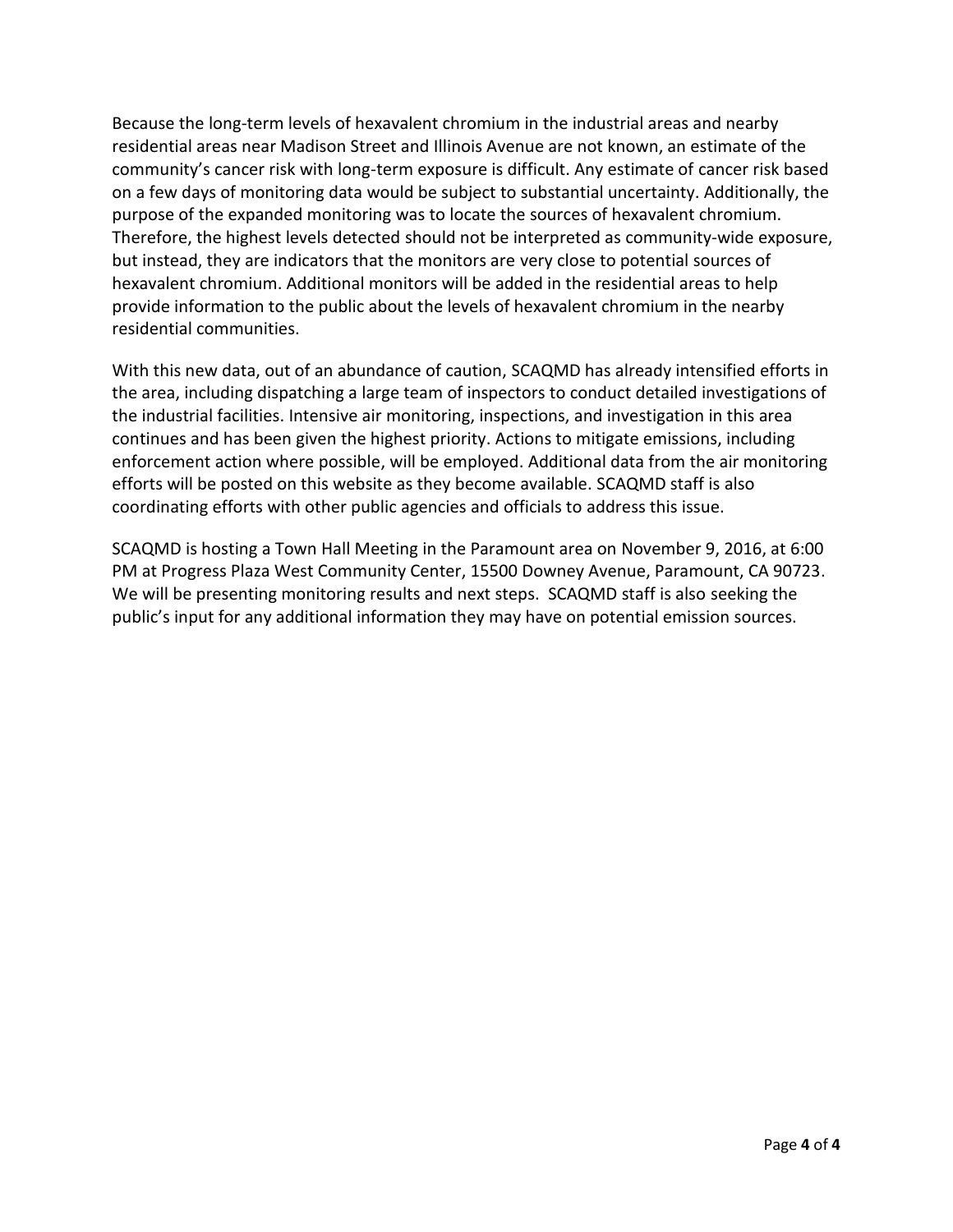Because the long-term levels of hexavalent chromium in the industrial areas and nearby residential areas near Madison Street and Illinois Avenue are not known, an estimate of the community's cancer risk with long-term exposure is difficult. Any estimate of cancer risk based on a few days of monitoring data would be subject to substantial uncertainty. Additionally, the purpose of the expanded monitoring was to locate the sources of hexavalent chromium. Therefore, the highest levels detected should not be interpreted as community-wide exposure, but instead, they are indicators that the monitors are very close to potential sources of hexavalent chromium. Additional monitors will be added in the residential areas to help provide information to the public about the levels of hexavalent chromium in the nearby residential communities.

With this new data, out of an abundance of caution, SCAQMD has already intensified efforts in the area, including dispatching a large team of inspectors to conduct detailed investigations of the industrial facilities. Intensive air monitoring, inspections, and investigation in this area continues and has been given the highest priority. Actions to mitigate emissions, including enforcement action where possible, will be employed. Additional data from the air monitoring efforts will be posted on this website as they become available. SCAQMD staff is also coordinating efforts with other public agencies and officials to address this issue.

SCAQMD is hosting a Town Hall Meeting in the Paramount area on November 9, 2016, at 6:00 PM at Progress Plaza West Community Center, 15500 Downey Avenue, Paramount, CA 90723. We will be presenting monitoring results and next steps. SCAQMD staff is also seeking the public's input for any additional information they may have on potential emission sources.